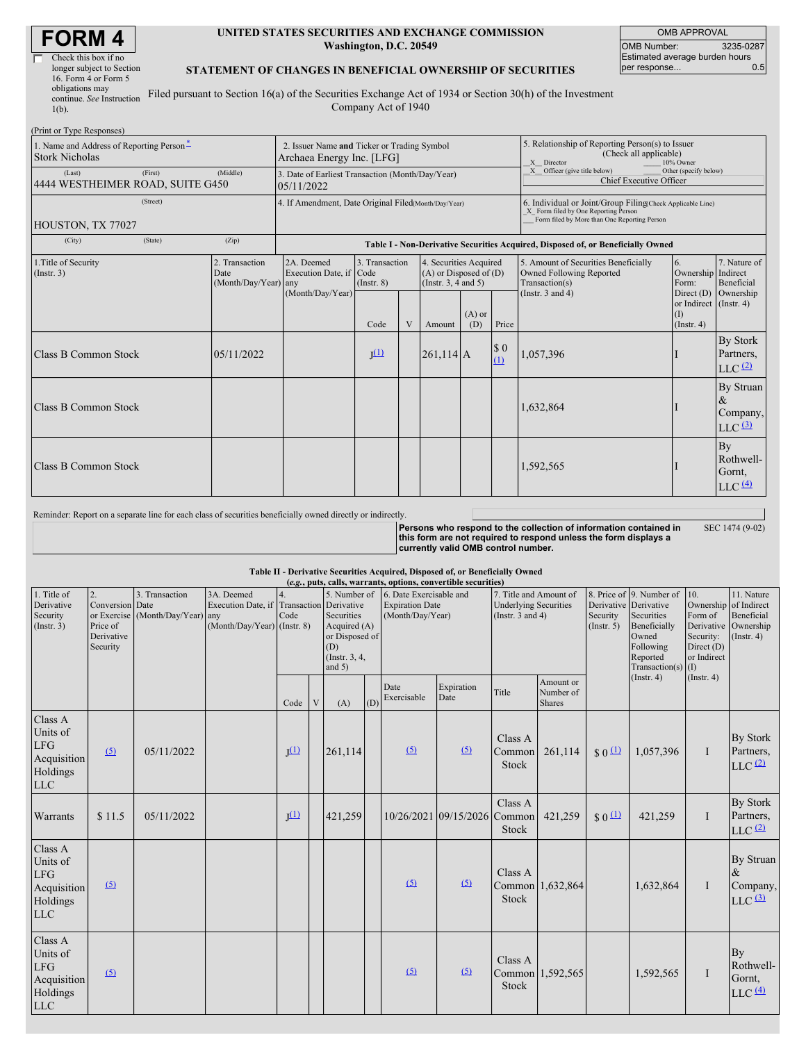# FORM 4

☐ Check this box if no longer subject to Section 16. Form 4 or Form 5 obligations may continue. *See* Instruction 1(b).

**UNITED STATES SECURITIES AND EXCHANGE COMMISSION**
**Washington, D.C. 20549**

**STATEMENT OF CHANGES IN BENEFICIAL OWNERSHIP OF SECURITIES**

Filed pursuant to Section 16(a) of the Securities Exchange Act of 1934 or Section 30(h) of the Investment Company Act of 1940

| OMB APPROVAL | |
|---|---|
| OMB Number: | 3235-0287 |
| Estimated average burden hours per response... | 0.5 |

(Print or Type Responses)

| 1. Name and Address of Reporting Person* | 2. Issuer Name and Ticker or Trading Symbol | 5. Relationship of Reporting Person(s) to Issuer (Check all applicable) |
|---|---|---|
| Stork Nicholas (Last) (First) (Middle) | Archaea Energy Inc. [LFG] | _X_ Director ___ 10% Owner |
| 4444 WESTHEIMER ROAD, SUITE G450 (Street) | 3. Date of Earliest Transaction (Month/Day/Year) 05/11/2022 | _X_ Officer (give title below) ___ Other (specify below) Chief Executive Officer |
| HOUSTON, TX 77027 (City) (State) (Zip) | 4. If Amendment, Date Original Filed (Month/Day/Year) | 6. Individual or Joint/Group Filing (Check Applicable Line) _X_ Form filed by One Reporting Person ___ Form filed by More than One Reporting Person |

**Table I - Non-Derivative Securities Acquired, Disposed of, or Beneficially Owned**

| 1.Title of Security (Instr. 3) | 2. Transaction Date (Month/Day/Year) | 2A. Deemed Execution Date, if any (Month/Day/Year) | 3. Transaction Code (Instr. 8) | | 4. Securities Acquired (A) or Disposed of (D) (Instr. 3, 4 and 5) | | | 5. Amount of Securities Beneficially Owned Following Reported Transaction(s) (Instr. 3 and 4) | 6. Ownership Form: Direct (D) or Indirect (I) (Instr. 4) | 7. Nature of Indirect Beneficial Ownership (Instr. 4) |
|---|---|---|---|---|---|---|---|---|---|---|
| | | | Code | V | Amount | (A) or (D) | Price | | | |
| Class B Common Stock | 05/11/2022 | | J [(1)] | | 261,114 | A | $ 0 [(1)] | 1,057,396 | I | By Stork Partners, LLC [(2)] |
| Class B Common Stock | | | | | | | | 1,632,864 | I | By Struan & Company, LLC [(3)] |
| Class B Common Stock | | | | | | | | 1,592,565 | I | By Rothwell-Gornt, LLC [(4)] |

Reminder: Report on a separate line for each class of securities beneficially owned directly or indirectly.

**Persons who respond to the collection of information contained in this form are not required to respond unless the form displays a currently valid OMB control number.** SEC 1474 (9-02)

**Table II - Derivative Securities Acquired, Disposed of, or Beneficially Owned**
***(e.g., puts, calls, warrants, options, convertible securities)***

| 1. Title of Derivative Security (Instr. 3) | 2. Conversion or Exercise Price of Derivative Security | 3. Transaction Date (Month/Day/Year) | 3A. Deemed Execution Date, if any (Month/Day/Year) | 4. Transaction Code (Instr. 8) | | 5. Number of Derivative Securities Acquired (A) or Disposed of (D) (Instr. 3, 4, and 5) | | 6. Date Exercisable and Expiration Date (Month/Day/Year) | | 7. Title and Amount of Underlying Securities (Instr. 3 and 4) | | 8. Price of Derivative Security (Instr. 5) | 9. Number of Derivative Securities Beneficially Owned Following Reported Transaction(s) (Instr. 4) | 10. Ownership Form of Derivative Security: Direct (D) or Indirect (I) (Instr. 4) | 11. Nature of Indirect Beneficial Ownership (Instr. 4) |
|---|---|---|---|---|---|---|---|---|---|---|---|---|---|---|---|
| | | | | Code | V | (A) | (D) | Date Exercisable | Expiration Date | Title | Amount or Number of Shares | | | | |
| Class A Units of LFG Acquisition Holdings LLC | [(5)] | 05/11/2022 | | J [(1)] | | 261,114 | | [(5)] | [(5)] | Class A Common Stock | 261,114 | $ 0 [(1)] | 1,057,396 | I | By Stork Partners, LLC [(2)] |
| Warrants | $ 11.5 | 05/11/2022 | | J [(1)] | | 421,259 | | 10/26/2021 | 09/15/2026 | Class A Common Stock | 421,259 | $ 0 [(1)] | 421,259 | I | By Stork Partners, LLC [(2)] |
| Class A Units of LFG Acquisition Holdings LLC | [(5)] | | | | | | | [(5)] | [(5)] | Class A Common Stock | 1,632,864 | | 1,632,864 | I | By Struan & Company, LLC [(3)] |
| Class A Units of LFG Acquisition Holdings LLC | [(5)] | | | | | | | [(5)] | [(5)] | Class A Common Stock | 1,592,565 | | 1,592,565 | I | By Rothwell-Gornt, LLC [(4)] |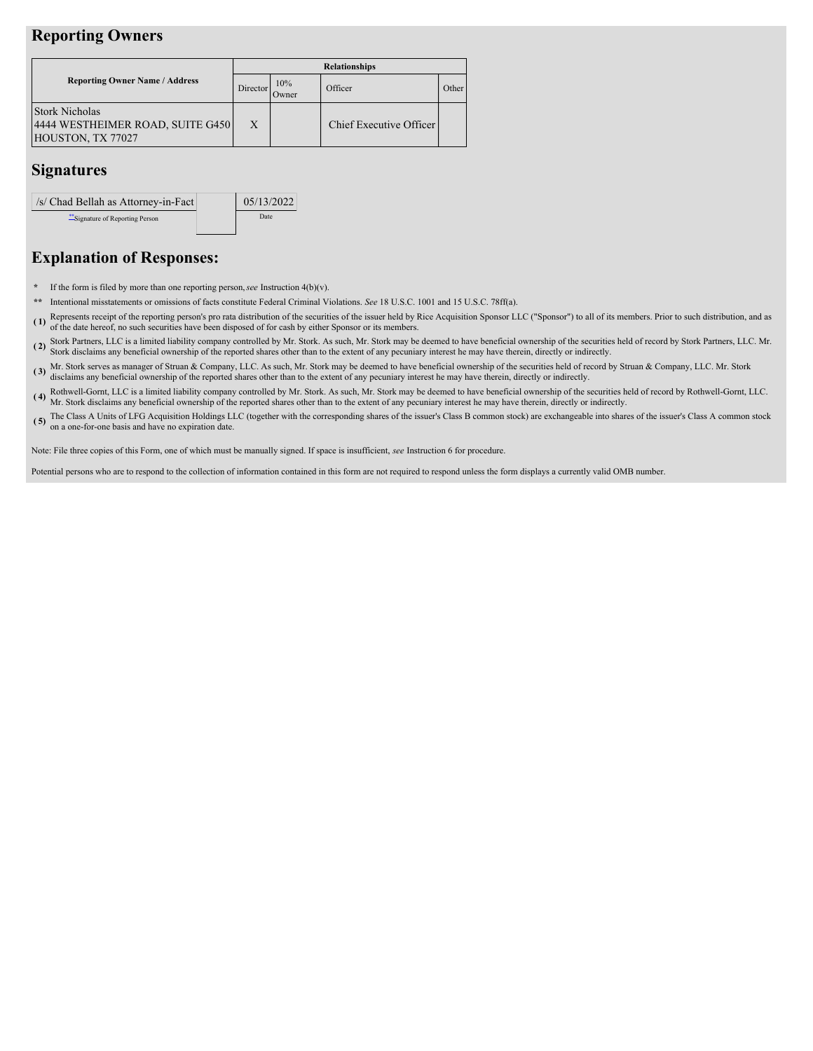## Reporting Owners

| Reporting Owner Name / Address | Relationships | | | |
|---|---|---|---|---|
| | Director | 10% Owner | Officer | Other |
| Stork Nicholas<br>4444 WESTHEIMER ROAD, SUITE G450<br>HOUSTON, TX 77027 | X | | Chief Executive Officer | |

## Signatures

| | |
|---|---|
| /s/ Chad Bellah as Attorney-in-Fact | 05/13/2022 |
| **Signature of Reporting Person | Date |

## Explanation of Responses:

- \* If the form is filed by more than one reporting person, *see* Instruction 4(b)(v).
- \*\* Intentional misstatements or omissions of facts constitute Federal Criminal Violations. *See* 18 U.S.C. 1001 and 15 U.S.C. 78ff(a).
- (1) Represents receipt of the reporting person's pro rata distribution of the securities of the issuer held by Rice Acquisition Sponsor LLC ("Sponsor") to all of its members. Prior to such distribution, and as of the date hereof, no such securities have been disposed of for cash by either Sponsor or its members.
- (2) Stork Partners, LLC is a limited liability company controlled by Mr. Stork. As such, Mr. Stork may be deemed to have beneficial ownership of the securities held of record by Stork Partners, LLC. Mr. Stork disclaims any beneficial ownership of the reported shares other than to the extent of any pecuniary interest he may have therein, directly or indirectly.
- (3) Mr. Stork serves as manager of Struan & Company, LLC. As such, Mr. Stork may be deemed to have beneficial ownership of the securities held of record by Struan & Company, LLC. Mr. Stork disclaims any beneficial ownership of the reported shares other than to the extent of any pecuniary interest he may have therein, directly or indirectly.
- (4) Rothwell-Gornt, LLC is a limited liability company controlled by Mr. Stork. As such, Mr. Stork may be deemed to have beneficial ownership of the securities held of record by Rothwell-Gornt, LLC. Mr. Stork disclaims any beneficial ownership of the reported shares other than to the extent of any pecuniary interest he may have therein, directly or indirectly.
- (5) The Class A Units of LFG Acquisition Holdings LLC (together with the corresponding shares of the issuer's Class B common stock) are exchangeable into shares of the issuer's Class A common stock on a one-for-one basis and have no expiration date.

Note: File three copies of this Form, one of which must be manually signed. If space is insufficient, *see* Instruction 6 for procedure.

Potential persons who are to respond to the collection of information contained in this form are not required to respond unless the form displays a currently valid OMB number.